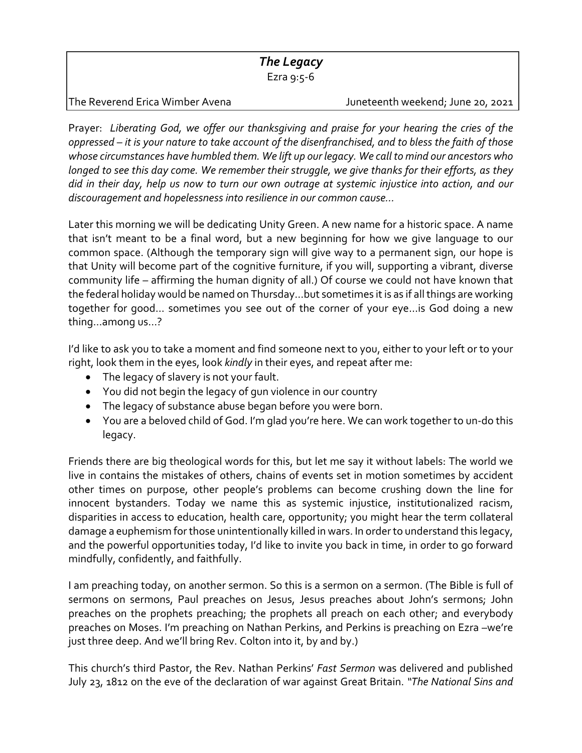# *The Legacy*

Ezra 9:5-6

The Reverend Erica Wimber Avena — Juneteenth weekend; June 20, 2021

Prayer: *Liberating God, we offer our thanksgiving and praise for your hearing the cries of the oppressed – it is your nature to take account of the disenfranchised, and to bless the faith of those whose circumstances have humbled them. We lift up our legacy. We call to mind our ancestors who longed to see this day come. We remember their struggle, we give thanks for their efforts, as they did in their day, help us now to turn our own outrage at systemic injustice into action, and our discouragement and hopelessness into resilience in our common cause…*

Later this morning we will be dedicating Unity Green. A new name for a historic space. A name that isn't meant to be a final word, but a new beginning for how we give language to our common space. (Although the temporary sign will give way to a permanent sign, our hope is that Unity will become part of the cognitive furniture, if you will, supporting a vibrant, diverse community life – affirming the human dignity of all.) Of course we could not have known that the federal holiday would be named on Thursday…but sometimes it is as if all things are working together for good… sometimes you see out of the corner of your eye…is God doing a new thing…among us…?

I'd like to ask you to take a moment and find someone next to you, either to your left or to your right, look them in the eyes, look *kindly* in their eyes, and repeat after me:

- The legacy of slavery is not your fault.
- You did not begin the legacy of gun violence in our country
- The legacy of substance abuse began before you were born.
- You are a beloved child of God. I'm glad you're here. We can work together to un-do this legacy.

Friends there are big theological words for this, but let me say it without labels: The world we live in contains the mistakes of others, chains of events set in motion sometimes by accident other times on purpose, other people's problems can become crushing down the line for innocent bystanders. Today we name this as systemic injustice, institutionalized racism, disparities in access to education, health care, opportunity; you might hear the term collateral damage a euphemism for those unintentionally killed in wars. In order to understand this legacy, and the powerful opportunities today, I'd like to invite you back in time, in order to go forward mindfully, confidently, and faithfully.

I am preaching today, on another sermon. So this is a sermon on a sermon. (The Bible is full of sermons on sermons, Paul preaches on Jesus, Jesus preaches about John's sermons; John preaches on the prophets preaching; the prophets all preach on each other; and everybody preaches on Moses. I'm preaching on Nathan Perkins, and Perkins is preaching on Ezra –we're just three deep. And we'll bring Rev. Colton into it, by and by.)

This church's third Pastor, the Rev. Nathan Perkins' *Fast Sermon* was delivered and published July 23, 1812 on the eve of the declaration of war against Great Britain. "*The National Sins and*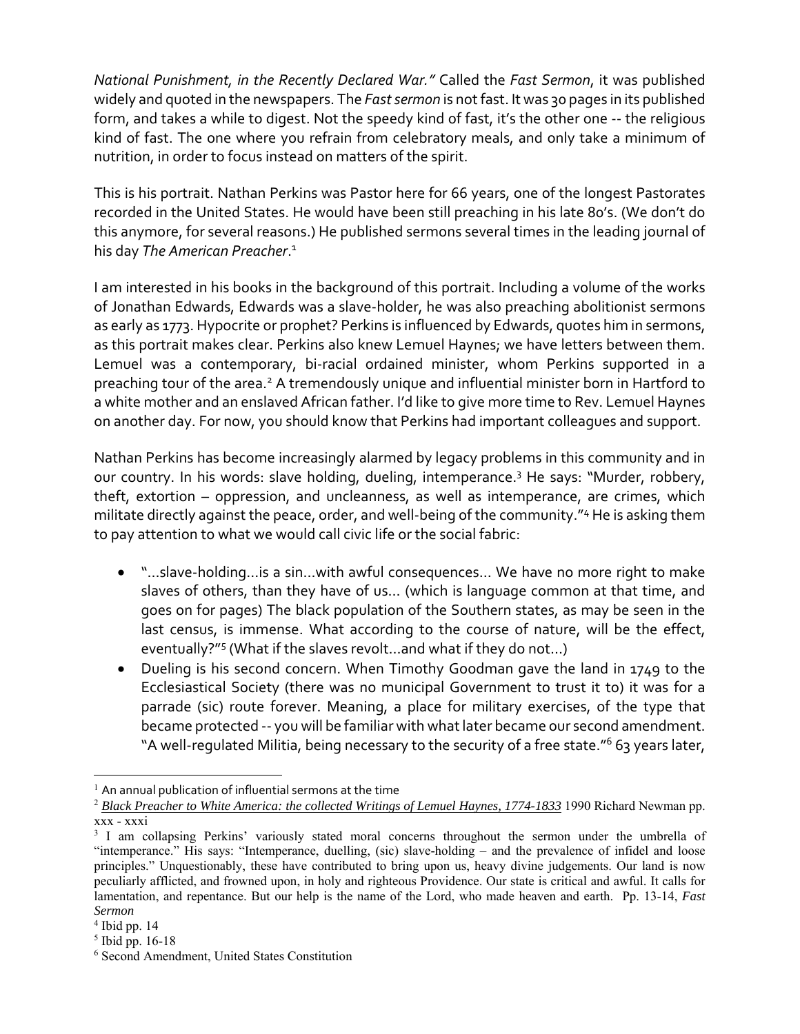*National Punishment, in the Recently Declared War."* Called the *Fast Sermon*, it was published widely and quoted in the newspapers. The *Fast sermon* is not fast. It was 30 pages in its published form, and takes a while to digest. Not the speedy kind of fast, it's the other one -- the religious kind of fast. The one where you refrain from celebratory meals, and only take a minimum of nutrition, in order to focus instead on matters of the spirit.

This is his portrait. Nathan Perkins was Pastor here for 66 years, one of the longest Pastorates recorded in the United States. He would have been still preaching in his late 80's. (We don't do this anymore, for several reasons.) He published sermons several times in the leading journal of his day *The American Preacher*.[1]

I am interested in his books in the background of this portrait. Including a volume of the works of Jonathan Edwards, Edwards was a slave-holder, he was also preaching abolitionist sermons as early as 1773. Hypocrite or prophet? Perkins is influenced by Edwards, quotes him in sermons, as this portrait makes clear. Perkins also knew Lemuel Haynes; we have letters between them. Lemuel was a contemporary, bi-racial ordained minister, whom Perkins supported in a preaching tour of the area.[2] A tremendously unique and influential minister born in Hartford to a white mother and an enslaved African father. I'd like to give more time to Rev. Lemuel Haynes on another day. For now, you should know that Perkins had important colleagues and support.

Nathan Perkins has become increasingly alarmed by legacy problems in this community and in our country. In his words: slave holding, dueling, intemperance.[3] He says: "Murder, robbery, theft, extortion – oppression, and uncleanness, as well as intemperance, are crimes, which militate directly against the peace, order, and well-being of the community."[4] He is asking them to pay attention to what we would call civic life or the social fabric:

- "…slave-holding…is a sin…with awful consequences… We have no more right to make slaves of others, than they have of us… (which is language common at that time, and goes on for pages) The black population of the Southern states, as may be seen in the last census, is immense. What according to the course of nature, will be the effect, eventually?"[5] (What if the slaves revolt…and what if they do not…)
- Dueling is his second concern. When Timothy Goodman gave the land in 1749 to the Ecclesiastical Society (there was no municipal Government to trust it to) it was for a parrade (sic) route forever. Meaning, a place for military exercises, of the type that became protected -- you will be familiar with what later became our second amendment. "A well-regulated Militia, being necessary to the security of a free state."[6] 63 years later,

---

[1] An annual publication of influential sermons at the time

[2] *Black Preacher to White America: the collected Writings of Lemuel Haynes, 1774-1833* 1990 Richard Newman pp. xxx - xxxi

[3] I am collapsing Perkins' variously stated moral concerns throughout the sermon under the umbrella of "intemperance." His says: "Intemperance, duelling, (sic) slave-holding – and the prevalence of infidel and loose principles." Unquestionably, these have contributed to bring upon us, heavy divine judgements. Our land is now peculiarly afflicted, and frowned upon, in holy and righteous Providence. Our state is critical and awful. It calls for lamentation, and repentance. But our help is the name of the Lord, who made heaven and earth. Pp. 13-14, *Fast Sermon*

[4] Ibid pp. 14

[5] Ibid pp. 16-18

[6] Second Amendment, United States Constitution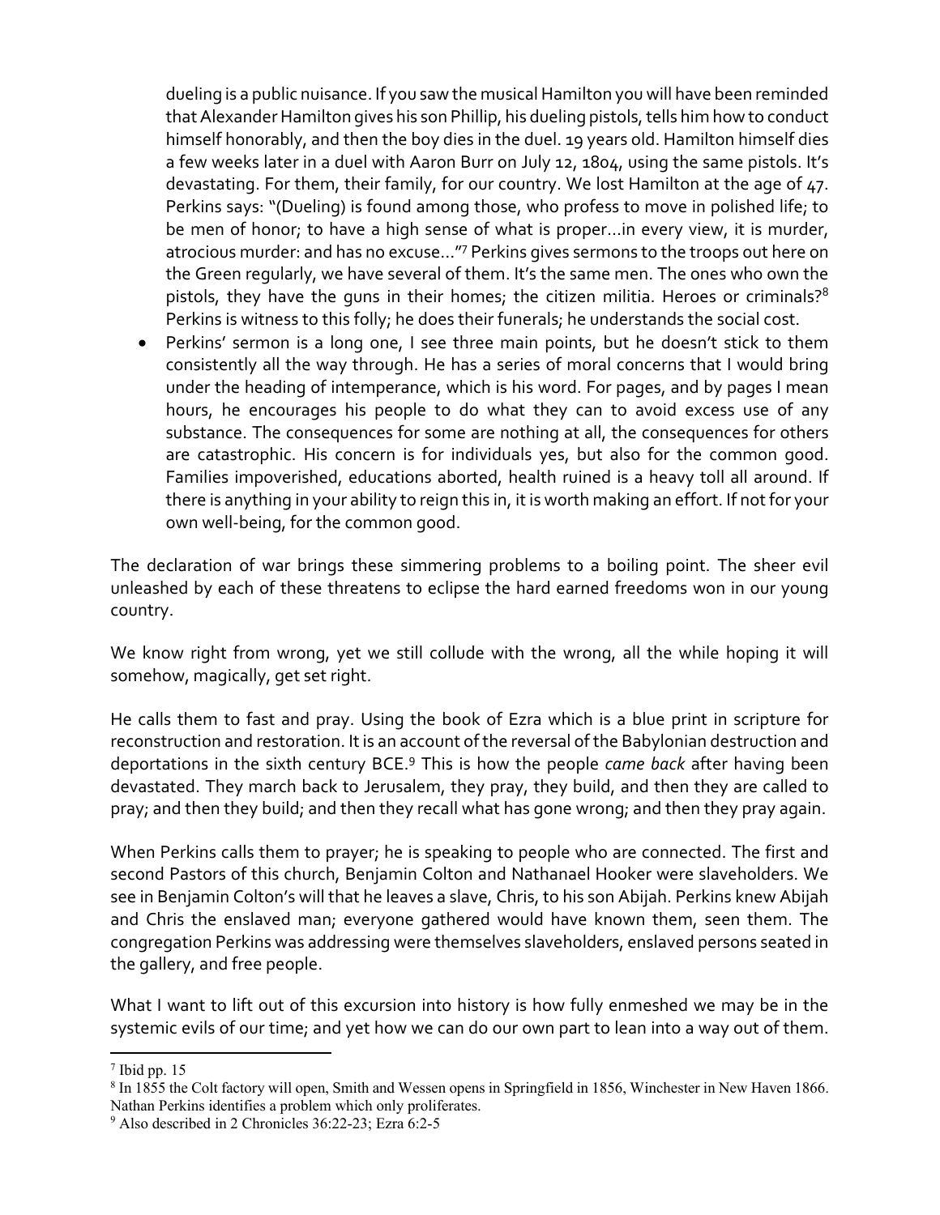dueling is a public nuisance. If you saw the musical Hamilton you will have been reminded that Alexander Hamilton gives his son Phillip, his dueling pistols, tells him how to conduct himself honorably, and then the boy dies in the duel. 19 years old. Hamilton himself dies a few weeks later in a duel with Aaron Burr on July 12, 1804, using the same pistols. It's devastating. For them, their family, for our country. We lost Hamilton at the age of 47. Perkins says: "(Dueling) is found among those, who profess to move in polished life; to be men of honor; to have a high sense of what is proper…in every view, it is murder, atrocious murder: and has no excuse…"[7] Perkins gives sermons to the troops out here on the Green regularly, we have several of them. It's the same men. The ones who own the pistols, they have the guns in their homes; the citizen militia. Heroes or criminals?[8] Perkins is witness to this folly; he does their funerals; he understands the social cost.

- Perkins' sermon is a long one, I see three main points, but he doesn't stick to them consistently all the way through. He has a series of moral concerns that I would bring under the heading of intemperance, which is his word. For pages, and by pages I mean hours, he encourages his people to do what they can to avoid excess use of any substance. The consequences for some are nothing at all, the consequences for others are catastrophic. His concern is for individuals yes, but also for the common good. Families impoverished, educations aborted, health ruined is a heavy toll all around. If there is anything in your ability to reign this in, it is worth making an effort. If not for your own well-being, for the common good.

The declaration of war brings these simmering problems to a boiling point. The sheer evil unleashed by each of these threatens to eclipse the hard earned freedoms won in our young country.

We know right from wrong, yet we still collude with the wrong, all the while hoping it will somehow, magically, get set right.

He calls them to fast and pray. Using the book of Ezra which is a blue print in scripture for reconstruction and restoration. It is an account of the reversal of the Babylonian destruction and deportations in the sixth century BCE.[9] This is how the people *came back* after having been devastated. They march back to Jerusalem, they pray, they build, and then they are called to pray; and then they build; and then they recall what has gone wrong; and then they pray again.

When Perkins calls them to prayer; he is speaking to people who are connected. The first and second Pastors of this church, Benjamin Colton and Nathanael Hooker were slaveholders. We see in Benjamin Colton's will that he leaves a slave, Chris, to his son Abijah. Perkins knew Abijah and Chris the enslaved man; everyone gathered would have known them, seen them. The congregation Perkins was addressing were themselves slaveholders, enslaved persons seated in the gallery, and free people.

What I want to lift out of this excursion into history is how fully enmeshed we may be in the systemic evils of our time; and yet how we can do our own part to lean into a way out of them.

---

[7] Ibid pp. 15

[8] In 1855 the Colt factory will open, Smith and Wessen opens in Springfield in 1856, Winchester in New Haven 1866. Nathan Perkins identifies a problem which only proliferates.

[9] Also described in 2 Chronicles 36:22-23; Ezra 6:2-5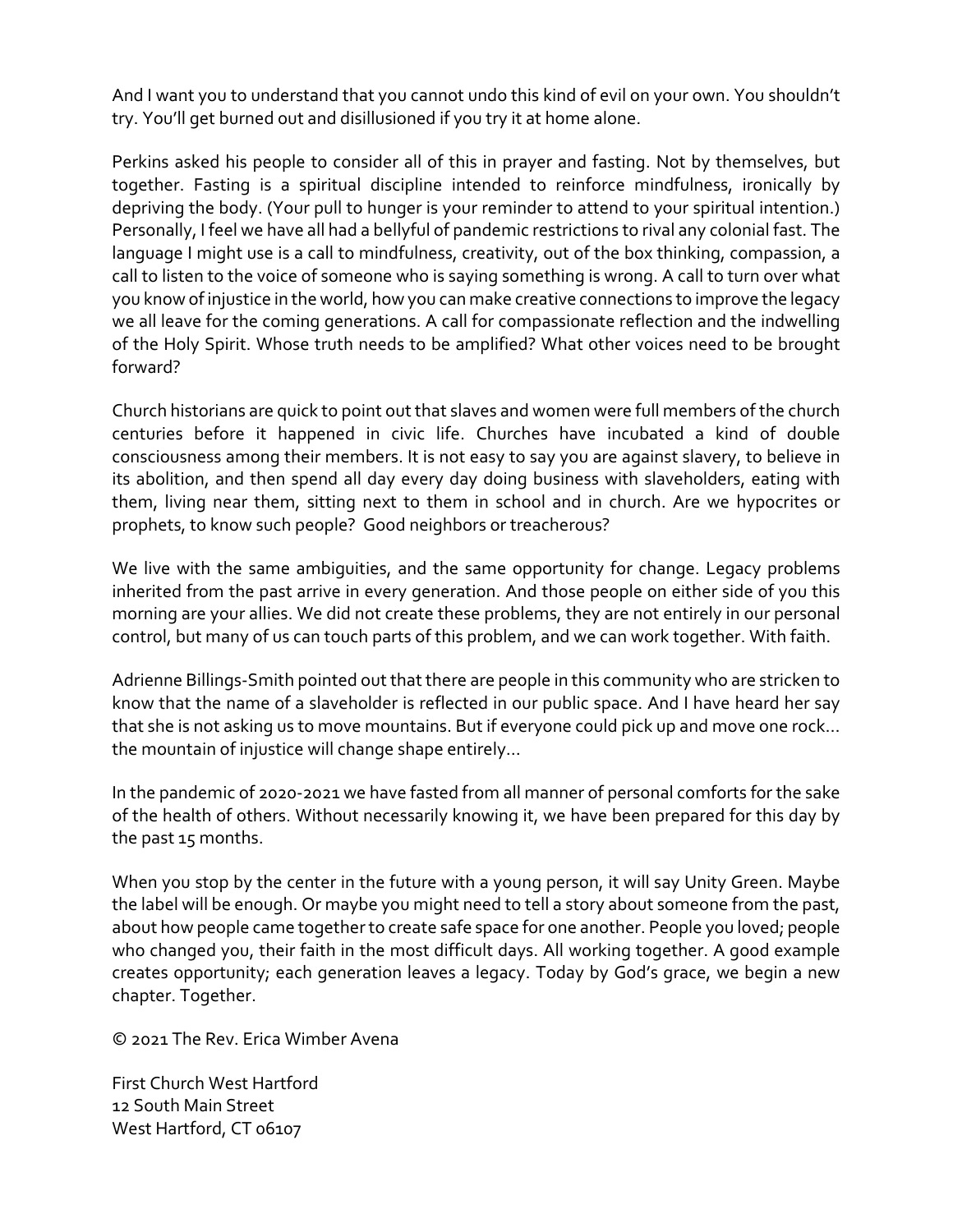And I want you to understand that you cannot undo this kind of evil on your own. You shouldn't try. You'll get burned out and disillusioned if you try it at home alone.

Perkins asked his people to consider all of this in prayer and fasting. Not by themselves, but together. Fasting is a spiritual discipline intended to reinforce mindfulness, ironically by depriving the body. (Your pull to hunger is your reminder to attend to your spiritual intention.) Personally, I feel we have all had a bellyful of pandemic restrictions to rival any colonial fast. The language I might use is a call to mindfulness, creativity, out of the box thinking, compassion, a call to listen to the voice of someone who is saying something is wrong. A call to turn over what you know of injustice in the world, how you can make creative connections to improve the legacy we all leave for the coming generations. A call for compassionate reflection and the indwelling of the Holy Spirit. Whose truth needs to be amplified? What other voices need to be brought forward?

Church historians are quick to point out that slaves and women were full members of the church centuries before it happened in civic life. Churches have incubated a kind of double consciousness among their members. It is not easy to say you are against slavery, to believe in its abolition, and then spend all day every day doing business with slaveholders, eating with them, living near them, sitting next to them in school and in church. Are we hypocrites or prophets, to know such people? Good neighbors or treacherous?

We live with the same ambiguities, and the same opportunity for change. Legacy problems inherited from the past arrive in every generation. And those people on either side of you this morning are your allies. We did not create these problems, they are not entirely in our personal control, but many of us can touch parts of this problem, and we can work together. With faith.

Adrienne Billings-Smith pointed out that there are people in this community who are stricken to know that the name of a slaveholder is reflected in our public space. And I have heard her say that she is not asking us to move mountains. But if everyone could pick up and move one rock… the mountain of injustice will change shape entirely…

In the pandemic of 2020-2021 we have fasted from all manner of personal comforts for the sake of the health of others. Without necessarily knowing it, we have been prepared for this day by the past 15 months.

When you stop by the center in the future with a young person, it will say Unity Green. Maybe the label will be enough. Or maybe you might need to tell a story about someone from the past, about how people came together to create safe space for one another. People you loved; people who changed you, their faith in the most difficult days. All working together. A good example creates opportunity; each generation leaves a legacy. Today by God's grace, we begin a new chapter. Together.

© 2021 The Rev. Erica Wimber Avena

First Church West Hartford
12 South Main Street
West Hartford, CT 06107